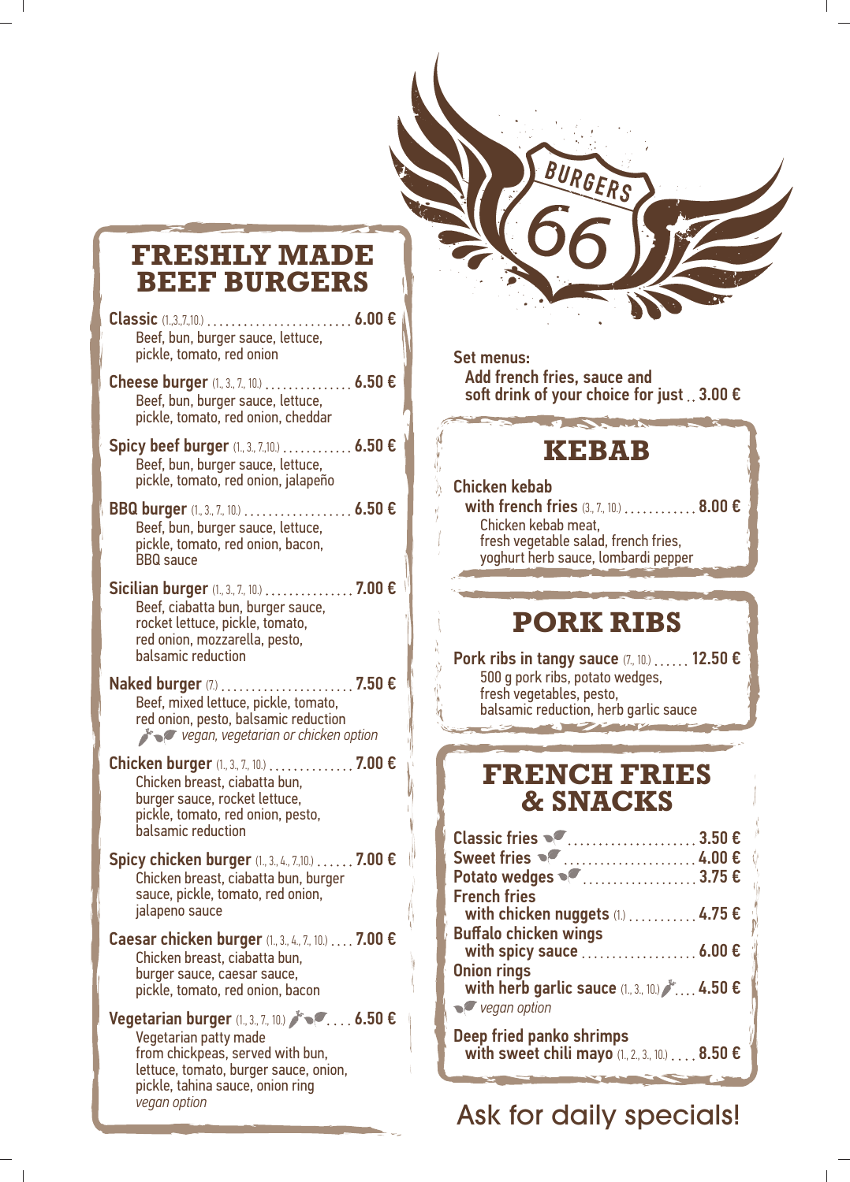# FRESHLY MADE BEEF BURGERS

**Classic** (1.,3.,7.,10.) ........................ **6.00 €**
Beef, bun, burger sauce, lettuce, pickle, tomato, red onion

**Cheese burger** (1., 3., 7., 10.) ............... **6.50 €**
Beef, bun, burger sauce, lettuce, pickle, tomato, red onion, cheddar

**Spicy beef burger** (1., 3., 7.,10.) ............ **6.50 €**
Beef, bun, burger sauce, lettuce, pickle, tomato, red onion, jalapeño

**BBQ burger** (1., 3., 7., 10.) .................. **6.50 €**
Beef, bun, burger sauce, lettuce, pickle, tomato, red onion, bacon, BBQ sauce

**Sicilian burger** (1., 3., 7., 10.) ............... **7.00 €**
Beef, ciabatta bun, burger sauce, rocket lettuce, pickle, tomato, red onion, mozzarella, pesto, balsamic reduction

**Naked burger** (7.) ...................... **7.50 €**
Beef, mixed lettuce, pickle, tomato, red onion, pesto, balsamic reduction
*vegan, vegetarian or chicken option*

**Chicken burger** (1., 3., 7., 10.) ............. **7.00 €**
Chicken breast, ciabatta bun, burger sauce, rocket lettuce, pickle, tomato, red onion, pesto, balsamic reduction

**Spicy chicken burger** (1., 3., 4., 7.,10.) ...... **7.00 €**
Chicken breast, ciabatta bun, burger sauce, pickle, tomato, red onion, jalapeno sauce

**Caesar chicken burger** (1., 3., 4., 7., 10.) .... **7.00 €**
Chicken breast, ciabatta bun, burger sauce, caesar sauce, pickle, tomato, red onion, bacon

**Vegetarian burger** (1., 3., 7., 10.) .... **6.50 €**
Vegetarian patty made from chickpeas, served with bun, lettuce, tomato, burger sauce, onion, pickle, tahina sauce, onion ring
*vegan option*

BURGERS 66

**Set menus:**
**Add french fries, sauce and soft drink of your choice for just .. 3.00 €**

# KEBAB

**Chicken kebab with french fries** (3., 7., 10.) ........... **8.00 €**
Chicken kebab meat, fresh vegetable salad, french fries, yoghurt herb sauce, lombardi pepper

# PORK RIBS

**Pork ribs in tangy sauce** (7., 10.) ...... **12.50 €**
500 g pork ribs, potato wedges, fresh vegetables, pesto, balsamic reduction, herb garlic sauce

# FRENCH FRIES & SNACKS

**Classic fries** ..................... **3.50 €**
**Sweet fries** ..................... **4.00 €**
**Potato wedges** .................. **3.75 €**
**French fries with chicken nuggets** (1.) ........... **4.75 €**
**Buffalo chicken wings with spicy sauce** .................. **6.00 €**
**Onion rings with herb garlic sauce** (1., 3., 10.) .... **4.50 €**
*vegan option*

**Deep fried panko shrimps with sweet chili mayo** (1., 2., 3., 10.) .... **8.50 €**

Ask for daily specials!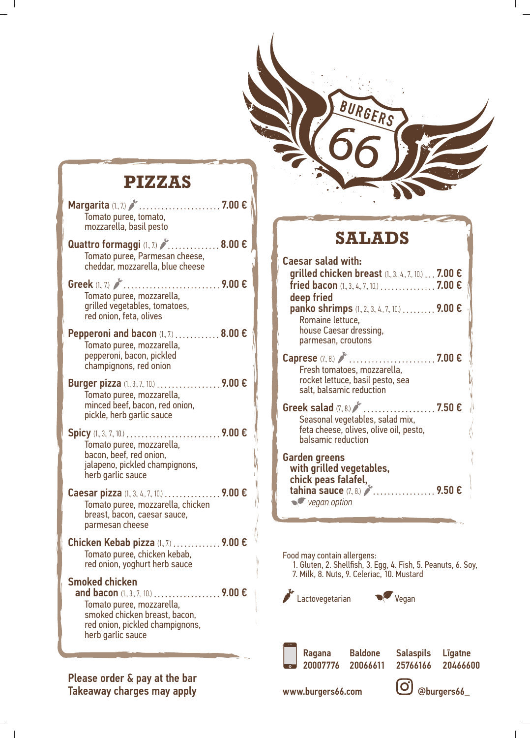BURGERS 66

# PIZZAS

**Margarita** (1., 7.) 🥕 ...................... **7.00 €**
Tomato puree, tomato, mozzarella, basil pesto

**Quattro formaggi** (1., 7.) 🥕 .............. **8.00 €**
Tomato puree, Parmesan cheese, cheddar, mozzarella, blue cheese

**Greek** (1., 7.) 🥕 .......................... **9.00 €**
Tomato puree, mozzarella, grilled vegetables, tomatoes, red onion, feta, olives

**Pepperoni and bacon** (1., 7.) ............ **8.00 €**
Tomato puree, mozzarella, pepperoni, bacon, pickled champignons, red onion

**Burger pizza** (1., 3., 7., 10.) ................. **9.00 €**
Tomato puree, mozzarella, minced beef, bacon, red onion, pickle, herb garlic sauce

**Spicy** (1., 3., 7., 10.) .......................... **9.00 €**
Tomato puree, mozzarella, bacon, beef, red onion, jalapeno, pickled champignons, herb garlic sauce

**Caesar pizza** (1., 3., 4., 7., 10.) ............... **9.00 €**
Tomato puree, mozzarella, chicken breast, bacon, caesar sauce, parmesan cheese

**Chicken Kebab pizza** (1., 7.) ............. **9.00 €**
Tomato puree, chicken kebab, red onion, yoghurt herb sauce

**Smoked chicken and bacon** (1., 3., 7., 10.) .................. **9.00 €**
Tomato puree, mozzarella, smoked chicken breast, bacon, red onion, pickled champignons, herb garlic sauce

**Please order & pay at the bar**
**Takeaway charges may apply**

# SALADS

**Caesar salad with:**

**grilled chicken breast** (1., 3., 4., 7., 10.) ... **7.00 €**
**fried bacon** (1., 3., 4., 7., 10.) ............... **7.00 €**
**deep fried panko shrimps** (1., 2., 3., 4., 7., 10.) ......... **9.00 €**
Romaine lettuce, house Caesar dressing, parmesan, croutons

**Caprese** (7., 8.) 🥕 ....................... **7.00 €**
Fresh tomatoes, mozzarella, rocket lettuce, basil pesto, sea salt, balsamic reduction

**Greek salad** (7., 8.) 🥕 ................... **7.50 €**
Seasonal vegetables, salad mix, feta cheese, olives, olive oil, pesto, balsamic reduction

**Garden greens with grilled vegetables, chick peas falafel, tahina sauce** (7., 8.) 🥕 ................. **9.50 €**
🌿 *vegan option*

Food may contain allergens:
1. Gluten, 2. Shellfish, 3. Egg, 4. Fish, 5. Peanuts, 6. Soy, 7. Milk, 8. Nuts, 9. Celeriac, 10. Mustard

🥕 Lactovegetarian 🌿 Vegan

| Ragana | Baldone | Salaspils | Līgatne |
|---|---|---|---|
| 20007776 | 20066611 | 25766166 | 20466600 |

www.burgers66.com

@burgers66_